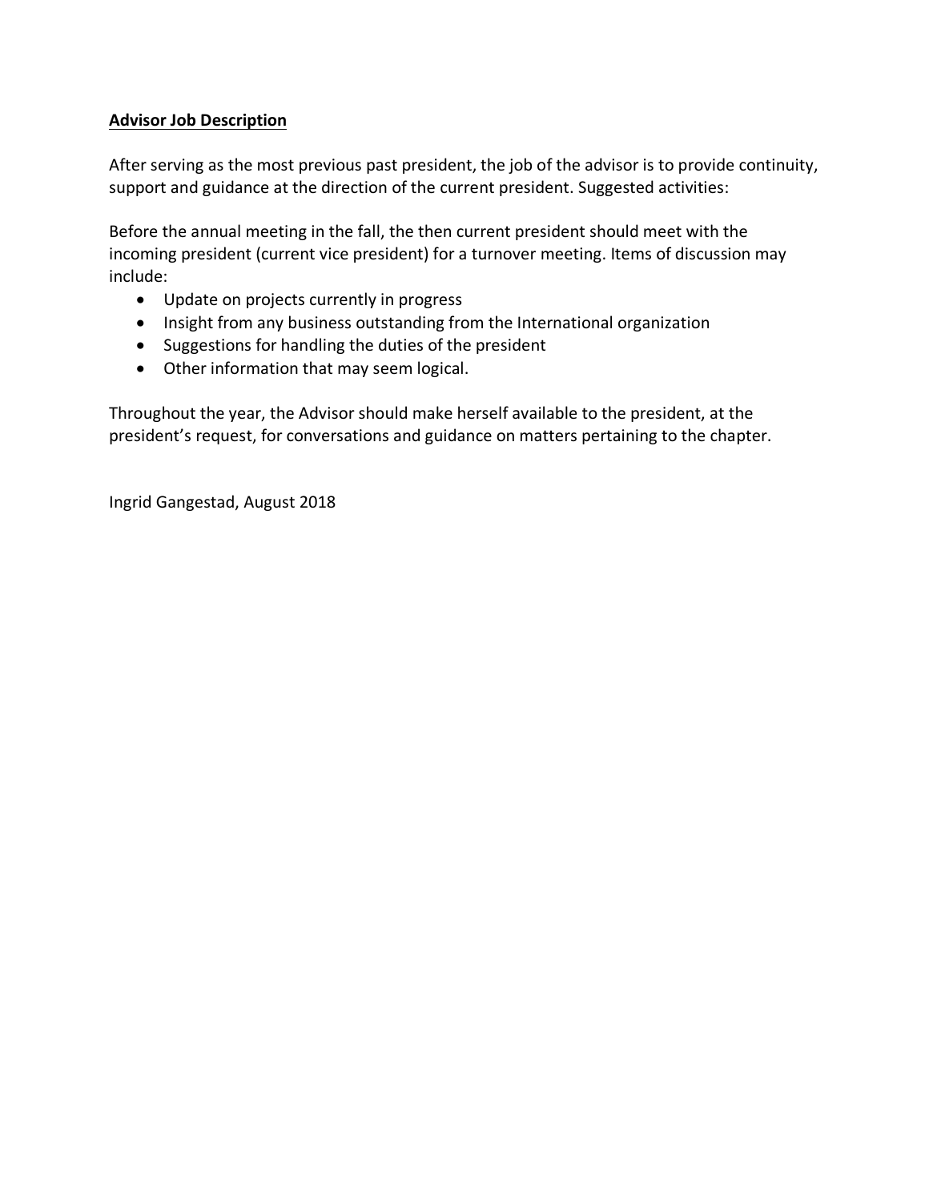**Advisor Job Description**

After serving as the most previous past president, the job of the advisor is to provide continuity, support and guidance at the direction of the current president. Suggested activities:

Before the annual meeting in the fall, the then current president should meet with the incoming president (current vice president) for a turnover meeting. Items of discussion may include:

- Update on projects currently in progress
- Insight from any business outstanding from the International organization
- Suggestions for handling the duties of the president
- Other information that may seem logical.

Throughout the year, the Advisor should make herself available to the president, at the president's request, for conversations and guidance on matters pertaining to the chapter.

Ingrid Gangestad, August 2018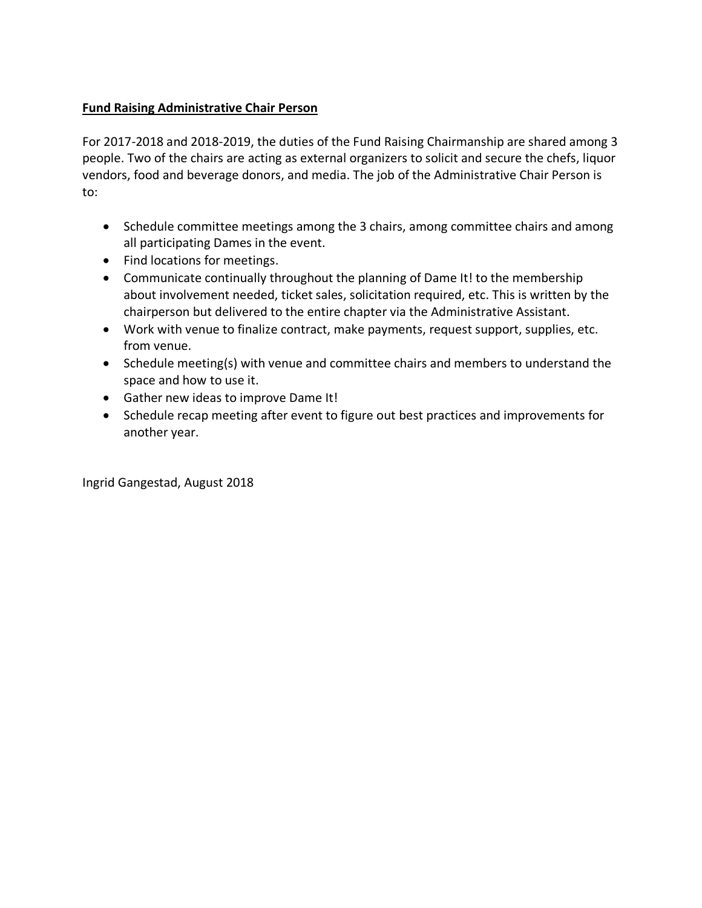**Fund Raising Administrative Chair Person**

For 2017-2018 and 2018-2019, the duties of the Fund Raising Chairmanship are shared among 3 people. Two of the chairs are acting as external organizers to solicit and secure the chefs, liquor vendors, food and beverage donors, and media. The job of the Administrative Chair Person is to:

- Schedule committee meetings among the 3 chairs, among committee chairs and among all participating Dames in the event.
- Find locations for meetings.
- Communicate continually throughout the planning of Dame It! to the membership about involvement needed, ticket sales, solicitation required, etc. This is written by the chairperson but delivered to the entire chapter via the Administrative Assistant.
- Work with venue to finalize contract, make payments, request support, supplies, etc. from venue.
- Schedule meeting(s) with venue and committee chairs and members to understand the space and how to use it.
- Gather new ideas to improve Dame It!
- Schedule recap meeting after event to figure out best practices and improvements for another year.

Ingrid Gangestad, August 2018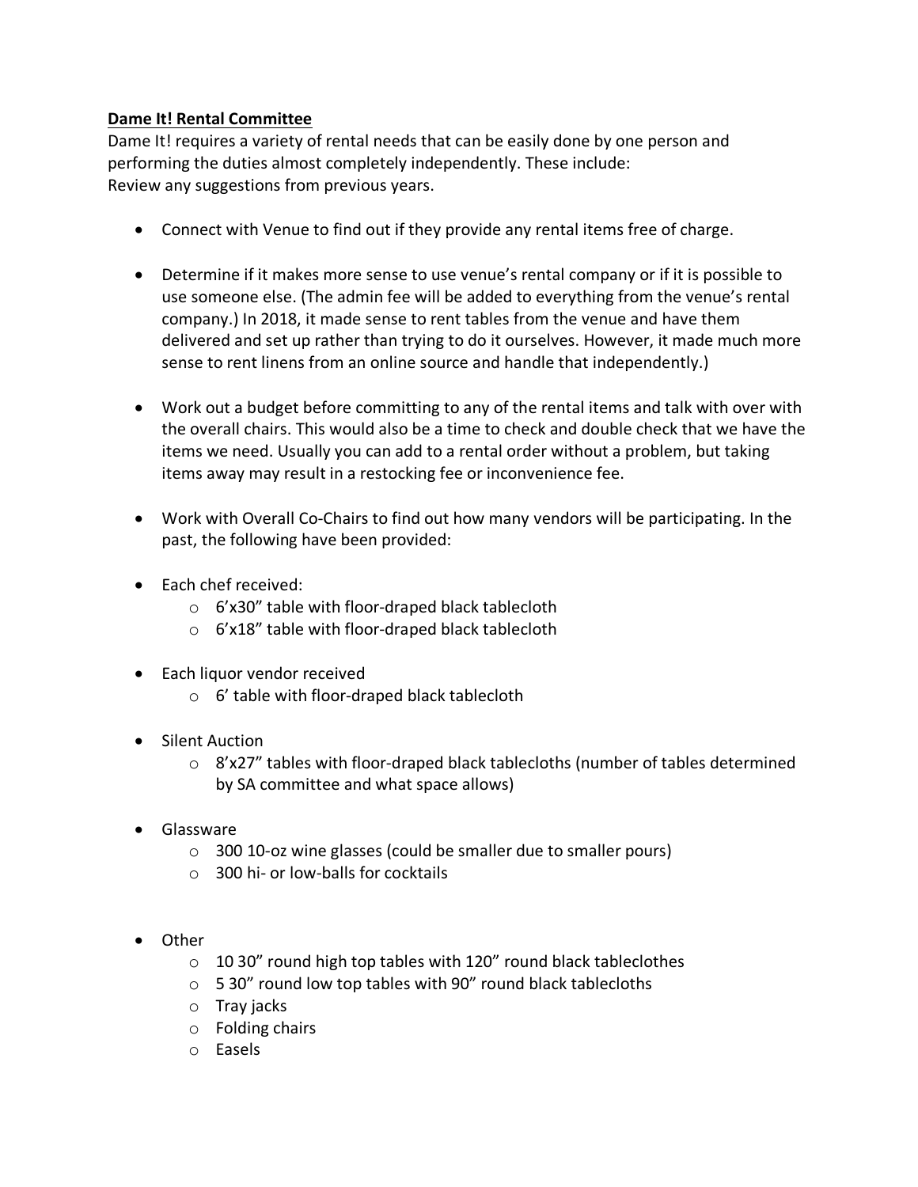**Dame It! Rental Committee**

Dame It! requires a variety of rental needs that can be easily done by one person and performing the duties almost completely independently. These include:
Review any suggestions from previous years.

- Connect with Venue to find out if they provide any rental items free of charge.

- Determine if it makes more sense to use venue's rental company or if it is possible to use someone else. (The admin fee will be added to everything from the venue's rental company.) In 2018, it made sense to rent tables from the venue and have them delivered and set up rather than trying to do it ourselves. However, it made much more sense to rent linens from an online source and handle that independently.)

- Work out a budget before committing to any of the rental items and talk with over with the overall chairs. This would also be a time to check and double check that we have the items we need. Usually you can add to a rental order without a problem, but taking items away may result in a restocking fee or inconvenience fee.

- Work with Overall Co-Chairs to find out how many vendors will be participating. In the past, the following have been provided:

- Each chef received:
  - 6'x30" table with floor-draped black tablecloth
  - 6'x18" table with floor-draped black tablecloth

- Each liquor vendor received
  - 6' table with floor-draped black tablecloth

- Silent Auction
  - 8'x27" tables with floor-draped black tablecloths (number of tables determined by SA committee and what space allows)

- Glassware
  - 300 10-oz wine glasses (could be smaller due to smaller pours)
  - 300 hi- or low-balls for cocktails

- Other
  - 10 30" round high top tables with 120" round black tableclothes
  - 5 30" round low top tables with 90" round black tablecloths
  - Tray jacks
  - Folding chairs
  - Easels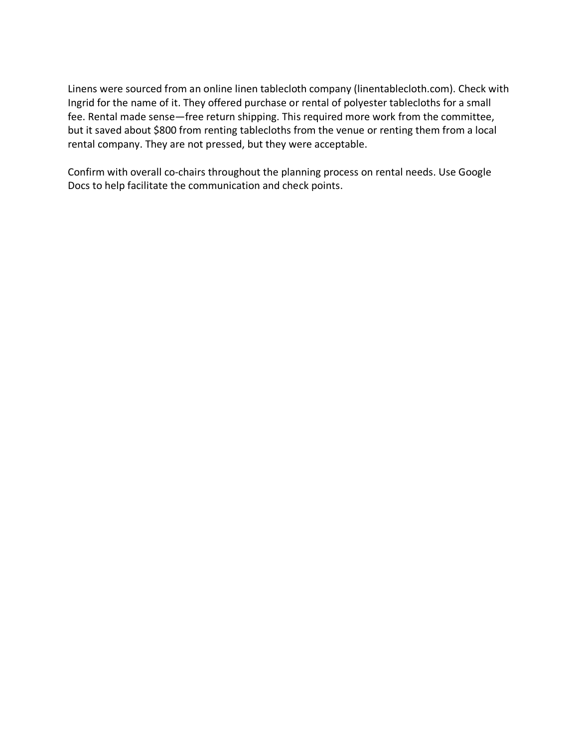Linens were sourced from an online linen tablecloth company (linentablecloth.com). Check with Ingrid for the name of it. They offered purchase or rental of polyester tablecloths for a small fee. Rental made sense—free return shipping. This required more work from the committee, but it saved about $800 from renting tablecloths from the venue or renting them from a local rental company. They are not pressed, but they were acceptable.

Confirm with overall co-chairs throughout the planning process on rental needs. Use Google Docs to help facilitate the communication and check points.